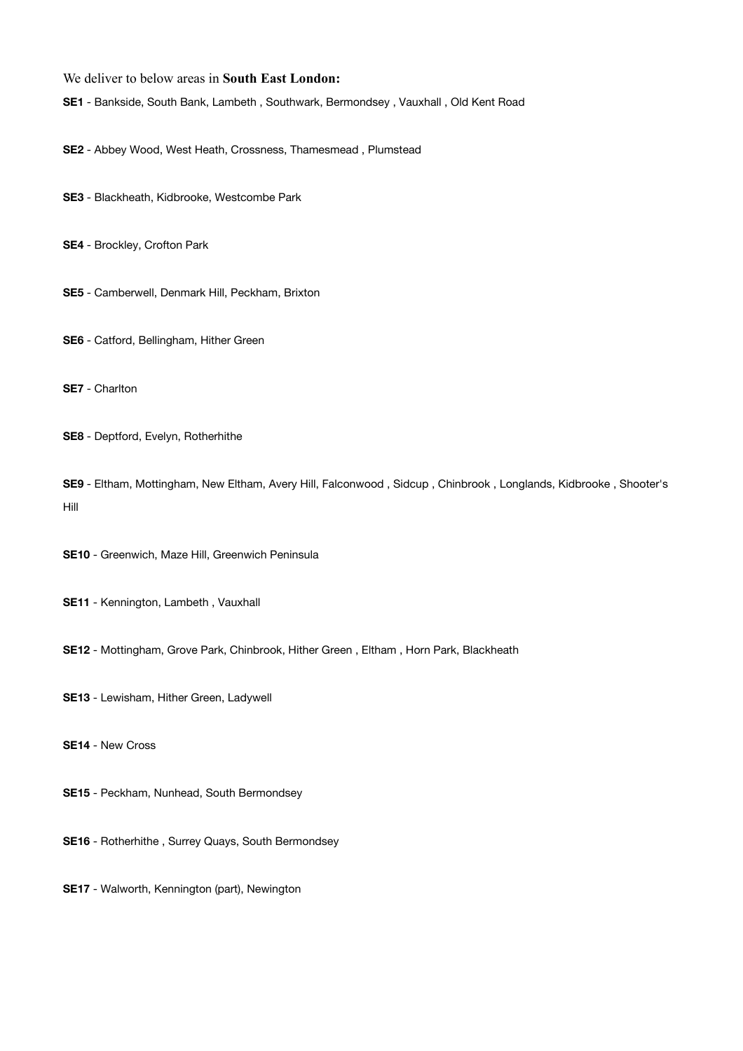We deliver to below areas in **South East London:**

**SE1** - Bankside, South Bank, Lambeth , Southwark, Bermondsey , Vauxhall , Old Kent Road

**SE2** - Abbey Wood, West Heath, Crossness, Thamesmead , Plumstead

**SE3** - Blackheath, Kidbrooke, Westcombe Park

**SE4** - Brockley, Crofton Park

**SE5** - Camberwell, Denmark Hill, Peckham, Brixton

**SE6** - Catford, Bellingham, Hither Green

**SE7** - Charlton

**SE8** - Deptford, Evelyn, Rotherhithe

**SE9** - Eltham, Mottingham, New Eltham, Avery Hill, Falconwood , Sidcup , Chinbrook , Longlands, Kidbrooke , Shooter's Hill

**SE10** - Greenwich, Maze Hill, Greenwich Peninsula

**SE11** - Kennington, Lambeth , Vauxhall

**SE12** - Mottingham, Grove Park, Chinbrook, Hither Green , Eltham , Horn Park, Blackheath

**SE13** - Lewisham, Hither Green, Ladywell

**SE14** - New Cross

**SE15** - Peckham, Nunhead, South Bermondsey

**SE16** - Rotherhithe , Surrey Quays, South Bermondsey

**SE17** - Walworth, Kennington (part), Newington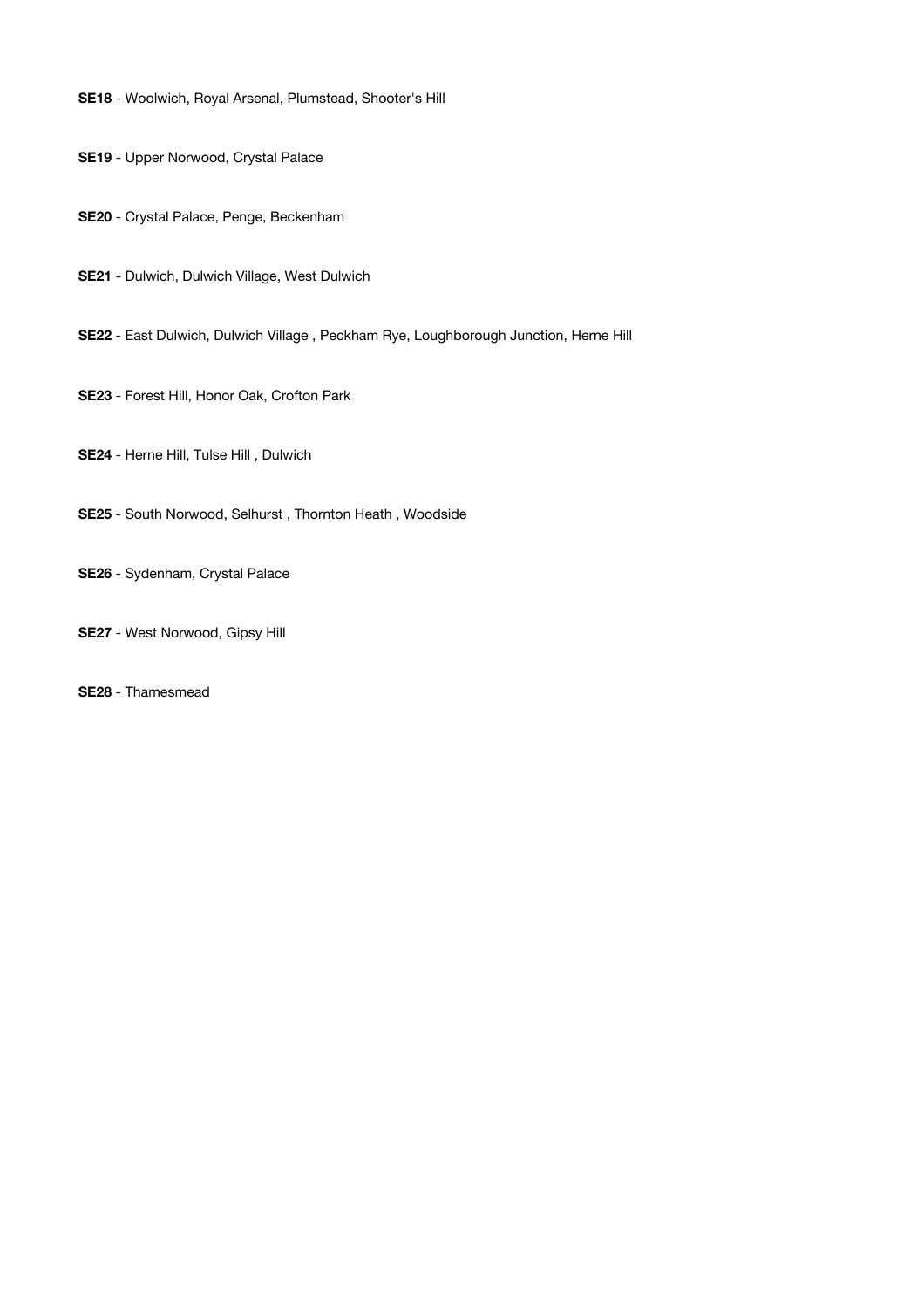**SE18** - Woolwich, Royal Arsenal, Plumstead, Shooter's Hill

**SE19** - Upper Norwood, Crystal Palace

**SE20** - Crystal Palace, Penge, Beckenham

**SE21** - Dulwich, Dulwich Village, West Dulwich

**SE22** - East Dulwich, Dulwich Village , Peckham Rye, Loughborough Junction, Herne Hill

**SE23** - Forest Hill, Honor Oak, Crofton Park

**SE24** - Herne Hill, Tulse Hill , Dulwich

**SE25** - South Norwood, Selhurst , Thornton Heath , Woodside

**SE26** - Sydenham, Crystal Palace

**SE27** - West Norwood, Gipsy Hill

**SE28** - Thamesmead